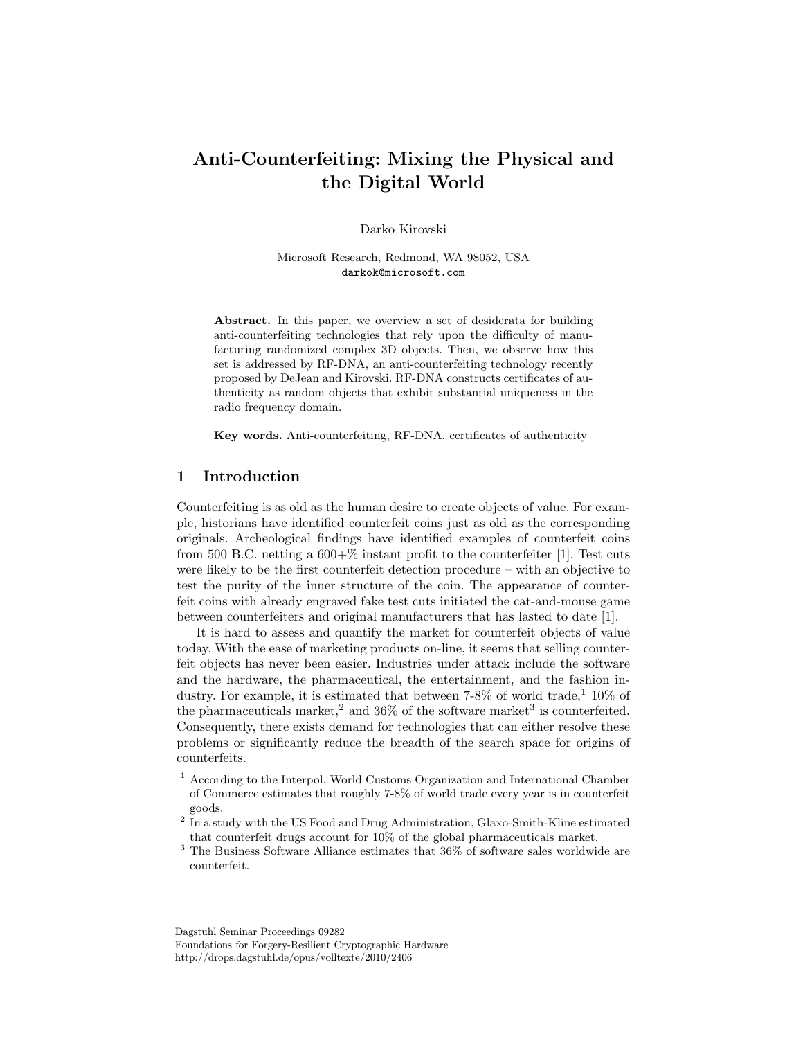# Anti-Counterfeiting: Mixing the Physical and the Digital World

Darko Kirovski

Microsoft Research, Redmond, WA 98052, USA
darkok@microsoft.com

**Abstract.** In this paper, we overview a set of desiderata for building anti-counterfeiting technologies that rely upon the difficulty of manufacturing randomized complex 3D objects. Then, we observe how this set is addressed by RF-DNA, an anti-counterfeiting technology recently proposed by DeJean and Kirovski. RF-DNA constructs certificates of authenticity as random objects that exhibit substantial uniqueness in the radio frequency domain.

**Key words.** Anti-counterfeiting, RF-DNA, certificates of authenticity

## 1 Introduction

Counterfeiting is as old as the human desire to create objects of value. For example, historians have identified counterfeit coins just as old as the corresponding originals. Archeological findings have identified examples of counterfeit coins from 500 B.C. netting a 600+% instant profit to the counterfeiter [1]. Test cuts were likely to be the first counterfeit detection procedure – with an objective to test the purity of the inner structure of the coin. The appearance of counterfeit coins with already engraved fake test cuts initiated the cat-and-mouse game between counterfeiters and original manufacturers that has lasted to date [1].

It is hard to assess and quantify the market for counterfeit objects of value today. With the ease of marketing products on-line, it seems that selling counterfeit objects has never been easier. Industries under attack include the software and the hardware, the pharmaceutical, the entertainment, and the fashion industry. For example, it is estimated that between 7-8% of world trade,[1] 10% of the pharmaceuticals market,[2] and 36% of the software market[3] is counterfeited. Consequently, there exists demand for technologies that can either resolve these problems or significantly reduce the breadth of the search space for origins of counterfeits.

[1] According to the Interpol, World Customs Organization and International Chamber of Commerce estimates that roughly 7-8% of world trade every year is in counterfeit goods.

[2] In a study with the US Food and Drug Administration, Glaxo-Smith-Kline estimated that counterfeit drugs account for 10% of the global pharmaceuticals market.

[3] The Business Software Alliance estimates that 36% of software sales worldwide are counterfeit.

Dagstuhl Seminar Proceedings 09282
Foundations for Forgery-Resilient Cryptographic Hardware
http://drops.dagstuhl.de/opus/volltexte/2010/2406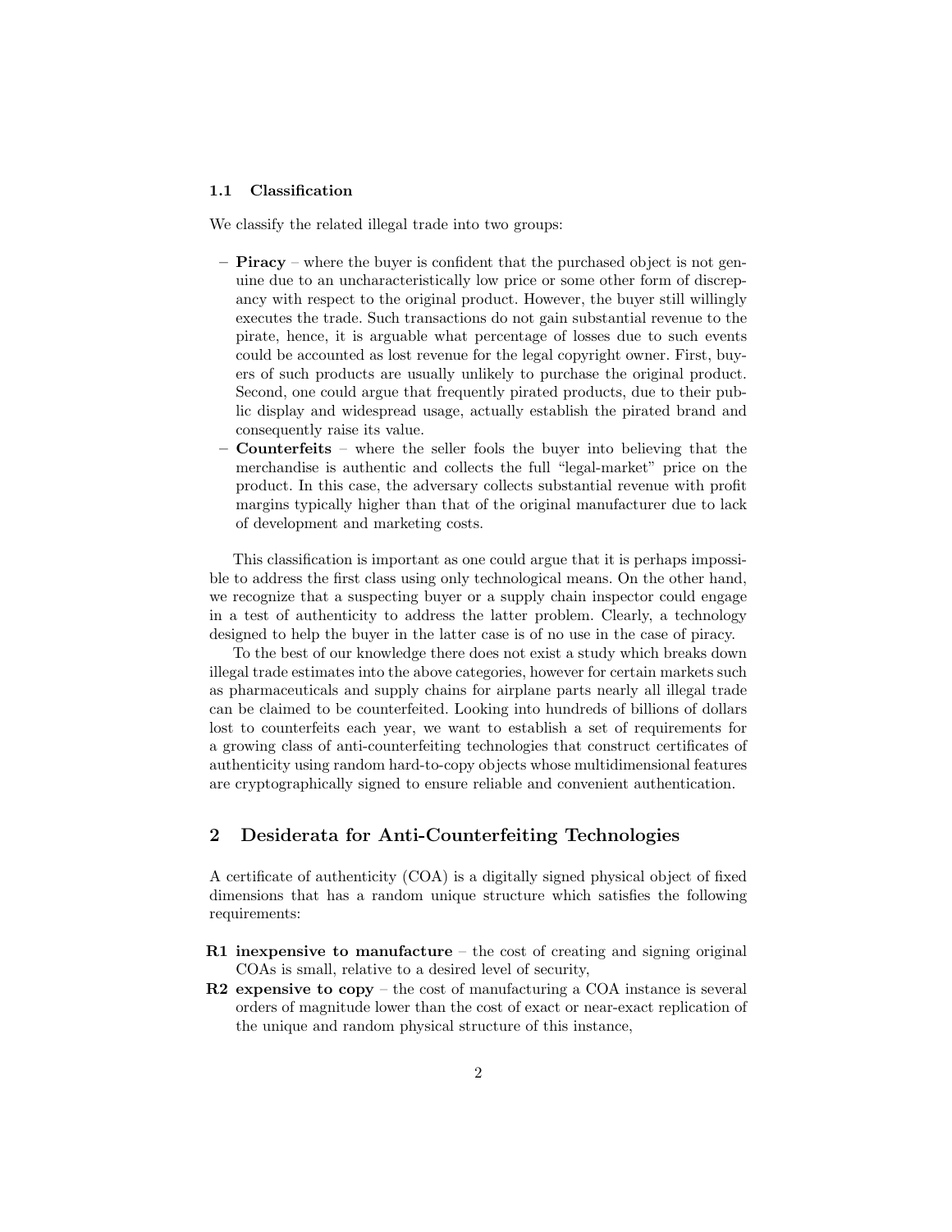### 1.1 Classification

We classify the related illegal trade into two groups:

- **Piracy** – where the buyer is confident that the purchased object is not genuine due to an uncharacteristically low price or some other form of discrepancy with respect to the original product. However, the buyer still willingly executes the trade. Such transactions do not gain substantial revenue to the pirate, hence, it is arguable what percentage of losses due to such events could be accounted as lost revenue for the legal copyright owner. First, buyers of such products are usually unlikely to purchase the original product. Second, one could argue that frequently pirated products, due to their public display and widespread usage, actually establish the pirated brand and consequently raise its value.
- **Counterfeits** – where the seller fools the buyer into believing that the merchandise is authentic and collects the full "legal-market" price on the product. In this case, the adversary collects substantial revenue with profit margins typically higher than that of the original manufacturer due to lack of development and marketing costs.

This classification is important as one could argue that it is perhaps impossible to address the first class using only technological means. On the other hand, we recognize that a suspecting buyer or a supply chain inspector could engage in a test of authenticity to address the latter problem. Clearly, a technology designed to help the buyer in the latter case is of no use in the case of piracy.

To the best of our knowledge there does not exist a study which breaks down illegal trade estimates into the above categories, however for certain markets such as pharmaceuticals and supply chains for airplane parts nearly all illegal trade can be claimed to be counterfeited. Looking into hundreds of billions of dollars lost to counterfeits each year, we want to establish a set of requirements for a growing class of anti-counterfeiting technologies that construct certificates of authenticity using random hard-to-copy objects whose multidimensional features are cryptographically signed to ensure reliable and convenient authentication.

## 2 Desiderata for Anti-Counterfeiting Technologies

A certificate of authenticity (COA) is a digitally signed physical object of fixed dimensions that has a random unique structure which satisfies the following requirements:

**R1 inexpensive to manufacture** – the cost of creating and signing original COAs is small, relative to a desired level of security,

**R2 expensive to copy** – the cost of manufacturing a COA instance is several orders of magnitude lower than the cost of exact or near-exact replication of the unique and random physical structure of this instance,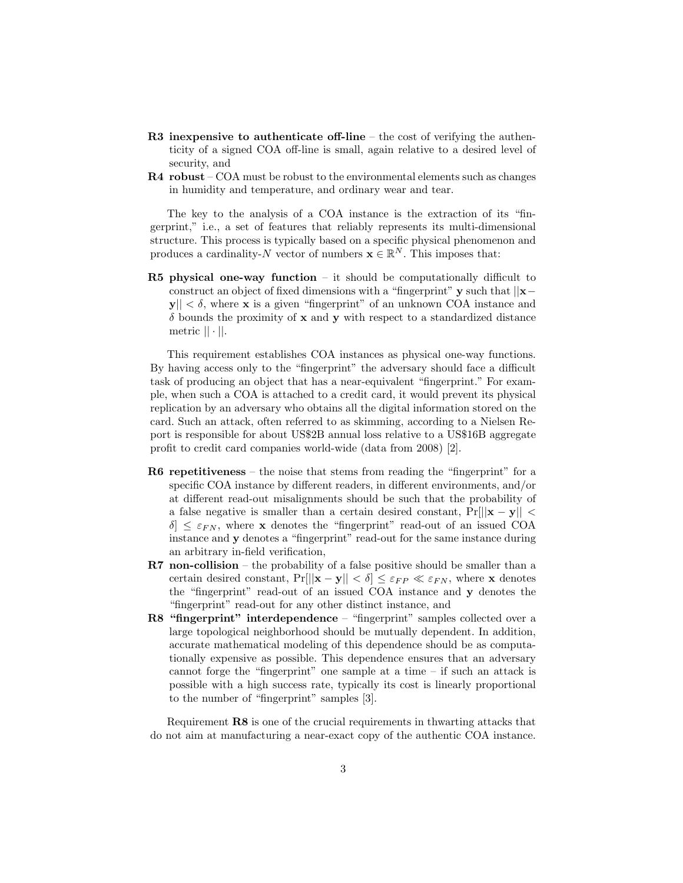- **R3 inexpensive to authenticate off-line** – the cost of verifying the authenticity of a signed COA off-line is small, again relative to a desired level of security, and
- **R4 robust** – COA must be robust to the environmental elements such as changes in humidity and temperature, and ordinary wear and tear.

The key to the analysis of a COA instance is the extraction of its "fingerprint," i.e., a set of features that reliably represents its multi-dimensional structure. This process is typically based on a specific physical phenomenon and produces a cardinality-$N$ vector of numbers $\mathbf{x} \in \mathbb{R}^N$. This imposes that:

- **R5 physical one-way function** – it should be computationally difficult to construct an object of fixed dimensions with a "fingerprint" $\mathbf{y}$ such that $||\mathbf{x} - \mathbf{y}|| < \delta$, where $\mathbf{x}$ is a given "fingerprint" of an unknown COA instance and $\delta$ bounds the proximity of $\mathbf{x}$ and $\mathbf{y}$ with respect to a standardized distance metric $|| \cdot ||$.

This requirement establishes COA instances as physical one-way functions. By having access only to the "fingerprint" the adversary should face a difficult task of producing an object that has a near-equivalent "fingerprint." For example, when such a COA is attached to a credit card, it would prevent its physical replication by an adversary who obtains all the digital information stored on the card. Such an attack, often referred to as skimming, according to a Nielsen Report is responsible for about US$2B annual loss relative to a US$16B aggregate profit to credit card companies world-wide (data from 2008) [2].

- **R6 repetitiveness** – the noise that stems from reading the "fingerprint" for a specific COA instance by different readers, in different environments, and/or at different read-out misalignments should be such that the probability of a false negative is smaller than a certain desired constant, $\Pr[||\mathbf{x} - \mathbf{y}|| < \delta] \leq \varepsilon_{FN}$, where $\mathbf{x}$ denotes the "fingerprint" read-out of an issued COA instance and $\mathbf{y}$ denotes a "fingerprint" read-out for the same instance during an arbitrary in-field verification,
- **R7 non-collision** – the probability of a false positive should be smaller than a certain desired constant, $\Pr[||\mathbf{x} - \mathbf{y}|| < \delta] \leq \varepsilon_{FP} \ll \varepsilon_{FN}$, where $\mathbf{x}$ denotes the "fingerprint" read-out of an issued COA instance and $\mathbf{y}$ denotes the "fingerprint" read-out for any other distinct instance, and
- **R8 "fingerprint" interdependence** – "fingerprint" samples collected over a large topological neighborhood should be mutually dependent. In addition, accurate mathematical modeling of this dependence should be as computationally expensive as possible. This dependence ensures that an adversary cannot forge the "fingerprint" one sample at a time – if such an attack is possible with a high success rate, typically its cost is linearly proportional to the number of "fingerprint" samples [3].

Requirement **R8** is one of the crucial requirements in thwarting attacks that do not aim at manufacturing a near-exact copy of the authentic COA instance.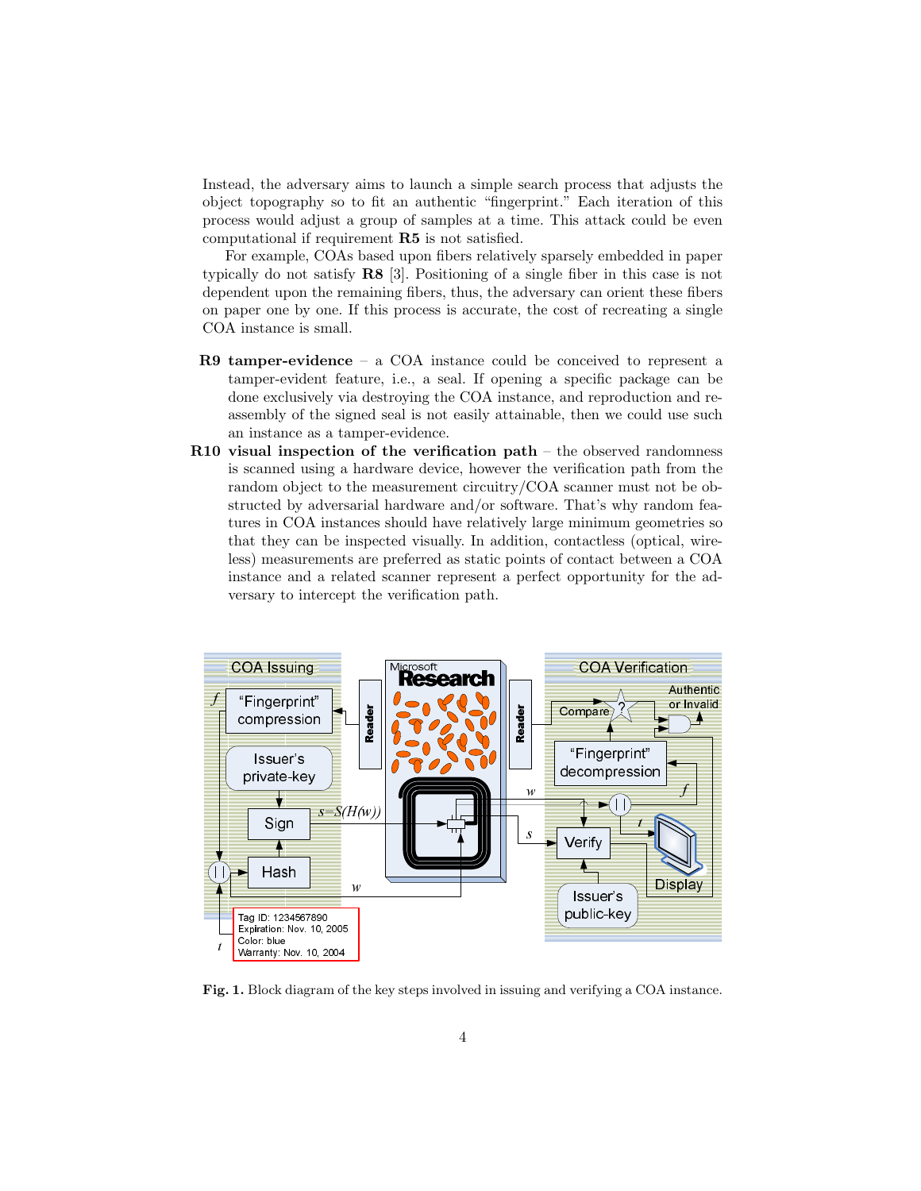Instead, the adversary aims to launch a simple search process that adjusts the object topography so to fit an authentic "fingerprint." Each iteration of this process would adjust a group of samples at a time. This attack could be even computational if requirement **R5** is not satisfied.

For example, COAs based upon fibers relatively sparsely embedded in paper typically do not satisfy **R8** [3]. Positioning of a single fiber in this case is not dependent upon the remaining fibers, thus, the adversary can orient these fibers on paper one by one. If this process is accurate, the cost of recreating a single COA instance is small.

- **R9 tamper-evidence** – a COA instance could be conceived to represent a tamper-evident feature, i.e., a seal. If opening a specific package can be done exclusively via destroying the COA instance, and reproduction and re-assembly of the signed seal is not easily attainable, then we could use such an instance as a tamper-evidence.
- **R10 visual inspection of the verification path** – the observed randomness is scanned using a hardware device, however the verification path from the random object to the measurement circuitry/COA scanner must not be obstructed by adversarial hardware and/or software. That's why random features in COA instances should have relatively large minimum geometries so that they can be inspected visually. In addition, contactless (optical, wireless) measurements are preferred as static points of contact between a COA instance and a related scanner represent a perfect opportunity for the adversary to intercept the verification path.

**Fig. 1.** Block diagram of the key steps involved in issuing and verifying a COA instance.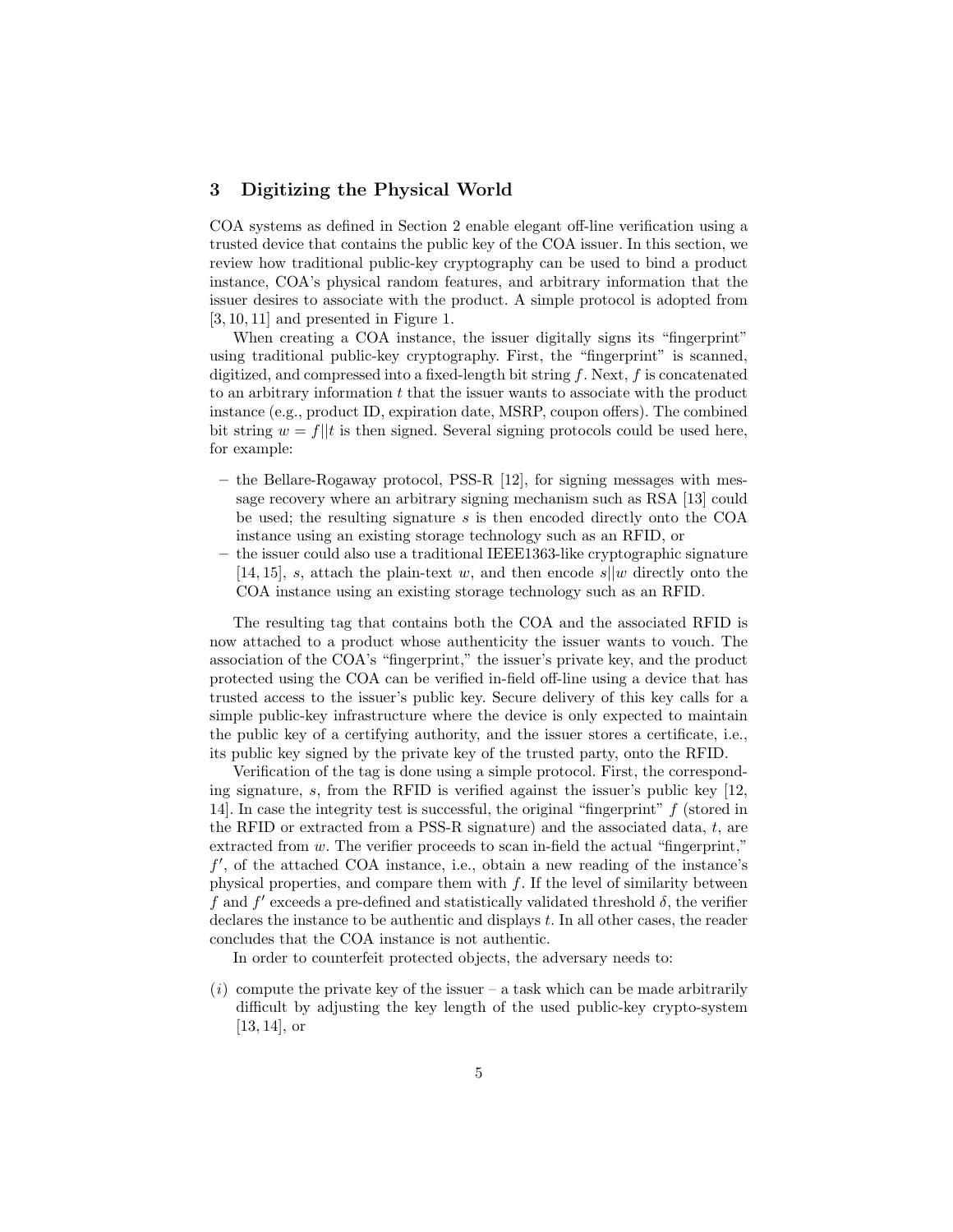## 3 Digitizing the Physical World

COA systems as defined in Section 2 enable elegant off-line verification using a trusted device that contains the public key of the COA issuer. In this section, we review how traditional public-key cryptography can be used to bind a product instance, COA's physical random features, and arbitrary information that the issuer desires to associate with the product. A simple protocol is adopted from [3, 10, 11] and presented in Figure 1.

When creating a COA instance, the issuer digitally signs its "fingerprint" using traditional public-key cryptography. First, the "fingerprint" is scanned, digitized, and compressed into a fixed-length bit string $f$. Next, $f$ is concatenated to an arbitrary information $t$ that the issuer wants to associate with the product instance (e.g., product ID, expiration date, MSRP, coupon offers). The combined bit string $w = f||t$ is then signed. Several signing protocols could be used here, for example:

- the Bellare-Rogaway protocol, PSS-R [12], for signing messages with message recovery where an arbitrary signing mechanism such as RSA [13] could be used; the resulting signature $s$ is then encoded directly onto the COA instance using an existing storage technology such as an RFID, or
- the issuer could also use a traditional IEEE1363-like cryptographic signature [14, 15], $s$, attach the plain-text $w$, and then encode $s||w$ directly onto the COA instance using an existing storage technology such as an RFID.

The resulting tag that contains both the COA and the associated RFID is now attached to a product whose authenticity the issuer wants to vouch. The association of the COA's "fingerprint," the issuer's private key, and the product protected using the COA can be verified in-field off-line using a device that has trusted access to the issuer's public key. Secure delivery of this key calls for a simple public-key infrastructure where the device is only expected to maintain the public key of a certifying authority, and the issuer stores a certificate, i.e., its public key signed by the private key of the trusted party, onto the RFID.

Verification of the tag is done using a simple protocol. First, the corresponding signature, $s$, from the RFID is verified against the issuer's public key [12, 14]. In case the integrity test is successful, the original "fingerprint" $f$ (stored in the RFID or extracted from a PSS-R signature) and the associated data, $t$, are extracted from $w$. The verifier proceeds to scan in-field the actual "fingerprint," $f'$, of the attached COA instance, i.e., obtain a new reading of the instance's physical properties, and compare them with $f$. If the level of similarity between $f$ and $f'$ exceeds a pre-defined and statistically validated threshold $\delta$, the verifier declares the instance to be authentic and displays $t$. In all other cases, the reader concludes that the COA instance is not authentic.

In order to counterfeit protected objects, the adversary needs to:

($i$) compute the private key of the issuer – a task which can be made arbitrarily difficult by adjusting the key length of the used public-key crypto-system [13, 14], or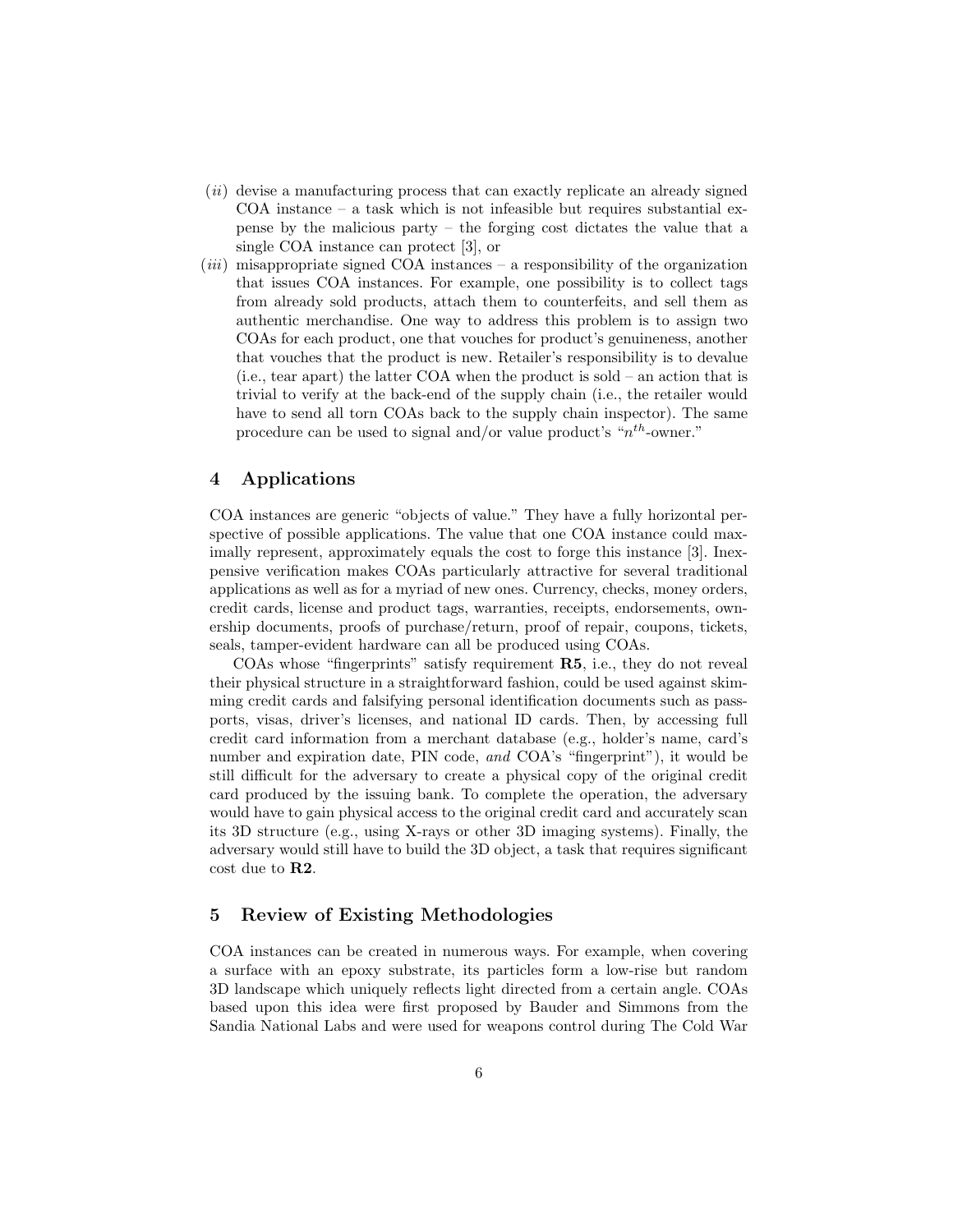(*ii*) devise a manufacturing process that can exactly replicate an already signed COA instance – a task which is not infeasible but requires substantial expense by the malicious party – the forging cost dictates the value that a single COA instance can protect [3], or

(*iii*) misappropriate signed COA instances – a responsibility of the organization that issues COA instances. For example, one possibility is to collect tags from already sold products, attach them to counterfeits, and sell them as authentic merchandise. One way to address this problem is to assign two COAs for each product, one that vouches for product's genuineness, another that vouches that the product is new. Retailer's responsibility is to devalue (i.e., tear apart) the latter COA when the product is sold – an action that is trivial to verify at the back-end of the supply chain (i.e., the retailer would have to send all torn COAs back to the supply chain inspector). The same procedure can be used to signal and/or value product's "$n^{th}$-owner."

## 4 Applications

COA instances are generic "objects of value." They have a fully horizontal perspective of possible applications. The value that one COA instance could maximally represent, approximately equals the cost to forge this instance [3]. Inexpensive verification makes COAs particularly attractive for several traditional applications as well as for a myriad of new ones. Currency, checks, money orders, credit cards, license and product tags, warranties, receipts, endorsements, ownership documents, proofs of purchase/return, proof of repair, coupons, tickets, seals, tamper-evident hardware can all be produced using COAs.

COAs whose "fingerprints" satisfy requirement **R5**, i.e., they do not reveal their physical structure in a straightforward fashion, could be used against skimming credit cards and falsifying personal identification documents such as passports, visas, driver's licenses, and national ID cards. Then, by accessing full credit card information from a merchant database (e.g., holder's name, card's number and expiration date, PIN code, *and* COA's "fingerprint"), it would be still difficult for the adversary to create a physical copy of the original credit card produced by the issuing bank. To complete the operation, the adversary would have to gain physical access to the original credit card and accurately scan its 3D structure (e.g., using X-rays or other 3D imaging systems). Finally, the adversary would still have to build the 3D object, a task that requires significant cost due to **R2**.

## 5 Review of Existing Methodologies

COA instances can be created in numerous ways. For example, when covering a surface with an epoxy substrate, its particles form a low-rise but random 3D landscape which uniquely reflects light directed from a certain angle. COAs based upon this idea were first proposed by Bauder and Simmons from the Sandia National Labs and were used for weapons control during The Cold War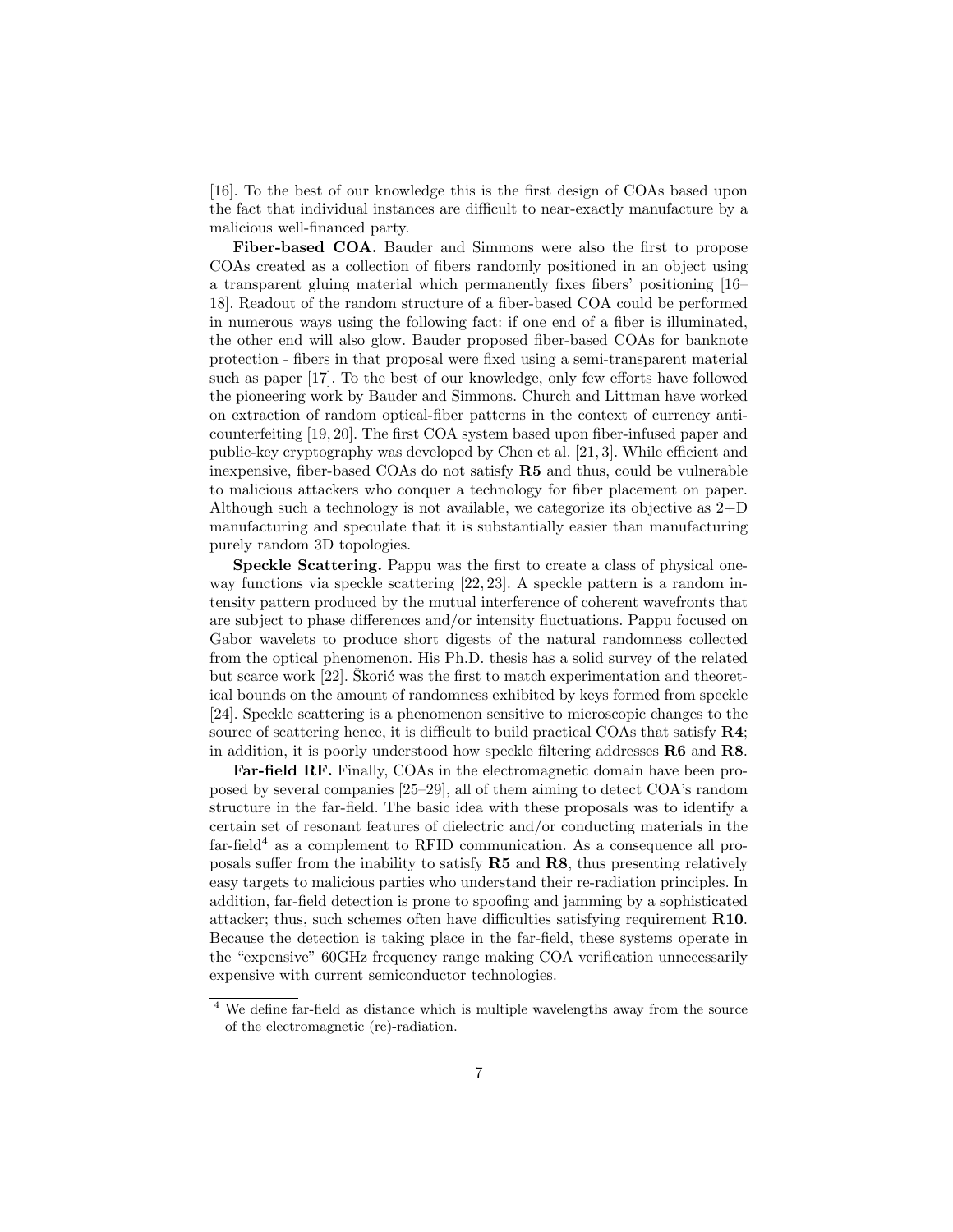[16]. To the best of our knowledge this is the first design of COAs based upon the fact that individual instances are difficult to near-exactly manufacture by a malicious well-financed party.

**Fiber-based COA.** Bauder and Simmons were also the first to propose COAs created as a collection of fibers randomly positioned in an object using a transparent gluing material which permanently fixes fibers' positioning [16–18]. Readout of the random structure of a fiber-based COA could be performed in numerous ways using the following fact: if one end of a fiber is illuminated, the other end will also glow. Bauder proposed fiber-based COAs for banknote protection - fibers in that proposal were fixed using a semi-transparent material such as paper [17]. To the best of our knowledge, only few efforts have followed the pioneering work by Bauder and Simmons. Church and Littman have worked on extraction of random optical-fiber patterns in the context of currency anti-counterfeiting [19, 20]. The first COA system based upon fiber-infused paper and public-key cryptography was developed by Chen et al. [21, 3]. While efficient and inexpensive, fiber-based COAs do not satisfy **R5** and thus, could be vulnerable to malicious attackers who conquer a technology for fiber placement on paper. Although such a technology is not available, we categorize its objective as 2+D manufacturing and speculate that it is substantially easier than manufacturing purely random 3D topologies.

**Speckle Scattering.** Pappu was the first to create a class of physical one-way functions via speckle scattering [22, 23]. A speckle pattern is a random intensity pattern produced by the mutual interference of coherent wavefronts that are subject to phase differences and/or intensity fluctuations. Pappu focused on Gabor wavelets to produce short digests of the natural randomness collected from the optical phenomenon. His Ph.D. thesis has a solid survey of the related but scarce work [22]. Škorić was the first to match experimentation and theoretical bounds on the amount of randomness exhibited by keys formed from speckle [24]. Speckle scattering is a phenomenon sensitive to microscopic changes to the source of scattering hence, it is difficult to build practical COAs that satisfy **R4**; in addition, it is poorly understood how speckle filtering addresses **R6** and **R8**.

**Far-field RF.** Finally, COAs in the electromagnetic domain have been proposed by several companies [25–29], all of them aiming to detect COA's random structure in the far-field. The basic idea with these proposals was to identify a certain set of resonant features of dielectric and/or conducting materials in the far-field[4] as a complement to RFID communication. As a consequence all proposals suffer from the inability to satisfy **R5** and **R8**, thus presenting relatively easy targets to malicious parties who understand their re-radiation principles. In addition, far-field detection is prone to spoofing and jamming by a sophisticated attacker; thus, such schemes often have difficulties satisfying requirement **R10**. Because the detection is taking place in the far-field, these systems operate in the "expensive" 60GHz frequency range making COA verification unnecessarily expensive with current semiconductor technologies.

[4] We define far-field as distance which is multiple wavelengths away from the source of the electromagnetic (re)-radiation.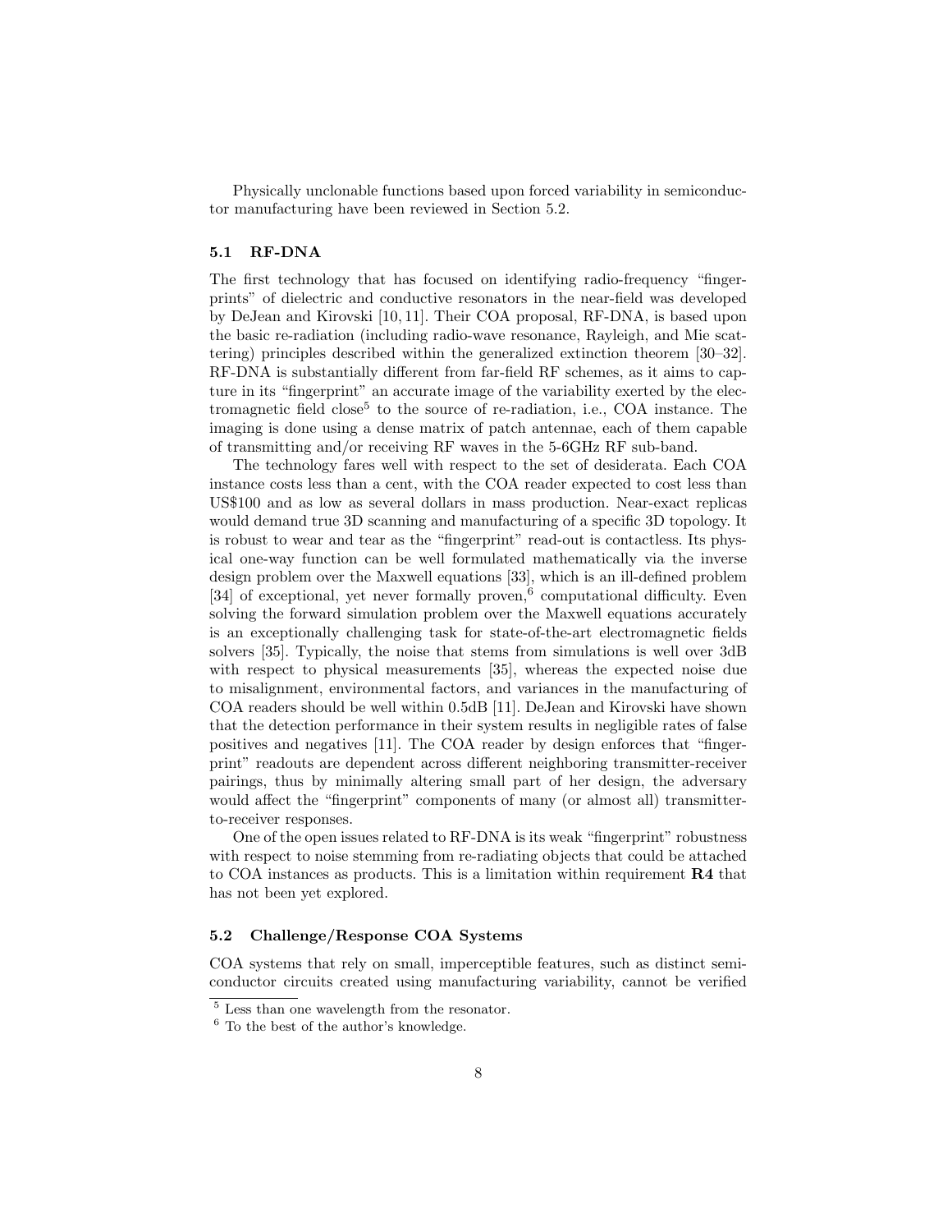Physically unclonable functions based upon forced variability in semiconductor manufacturing have been reviewed in Section 5.2.

### 5.1 RF-DNA

The first technology that has focused on identifying radio-frequency "fingerprints" of dielectric and conductive resonators in the near-field was developed by DeJean and Kirovski [10, 11]. Their COA proposal, RF-DNA, is based upon the basic re-radiation (including radio-wave resonance, Rayleigh, and Mie scattering) principles described within the generalized extinction theorem [30–32]. RF-DNA is substantially different from far-field RF schemes, as it aims to capture in its "fingerprint" an accurate image of the variability exerted by the electromagnetic field close[5] to the source of re-radiation, i.e., COA instance. The imaging is done using a dense matrix of patch antennae, each of them capable of transmitting and/or receiving RF waves in the 5-6GHz RF sub-band.

The technology fares well with respect to the set of desiderata. Each COA instance costs less than a cent, with the COA reader expected to cost less than US$100 and as low as several dollars in mass production. Near-exact replicas would demand true 3D scanning and manufacturing of a specific 3D topology. It is robust to wear and tear as the "fingerprint" read-out is contactless. Its physical one-way function can be well formulated mathematically via the inverse design problem over the Maxwell equations [33], which is an ill-defined problem [34] of exceptional, yet never formally proven,[6] computational difficulty. Even solving the forward simulation problem over the Maxwell equations accurately is an exceptionally challenging task for state-of-the-art electromagnetic fields solvers [35]. Typically, the noise that stems from simulations is well over 3dB with respect to physical measurements [35], whereas the expected noise due to misalignment, environmental factors, and variances in the manufacturing of COA readers should be well within 0.5dB [11]. DeJean and Kirovski have shown that the detection performance in their system results in negligible rates of false positives and negatives [11]. The COA reader by design enforces that "fingerprint" readouts are dependent across different neighboring transmitter-receiver pairings, thus by minimally altering small part of her design, the adversary would affect the "fingerprint" components of many (or almost all) transmitter-to-receiver responses.

One of the open issues related to RF-DNA is its weak "fingerprint" robustness with respect to noise stemming from re-radiating objects that could be attached to COA instances as products. This is a limitation within requirement **R4** that has not been yet explored.

### 5.2 Challenge/Response COA Systems

COA systems that rely on small, imperceptible features, such as distinct semiconductor circuits created using manufacturing variability, cannot be verified

[5] Less than one wavelength from the resonator.

[6] To the best of the author's knowledge.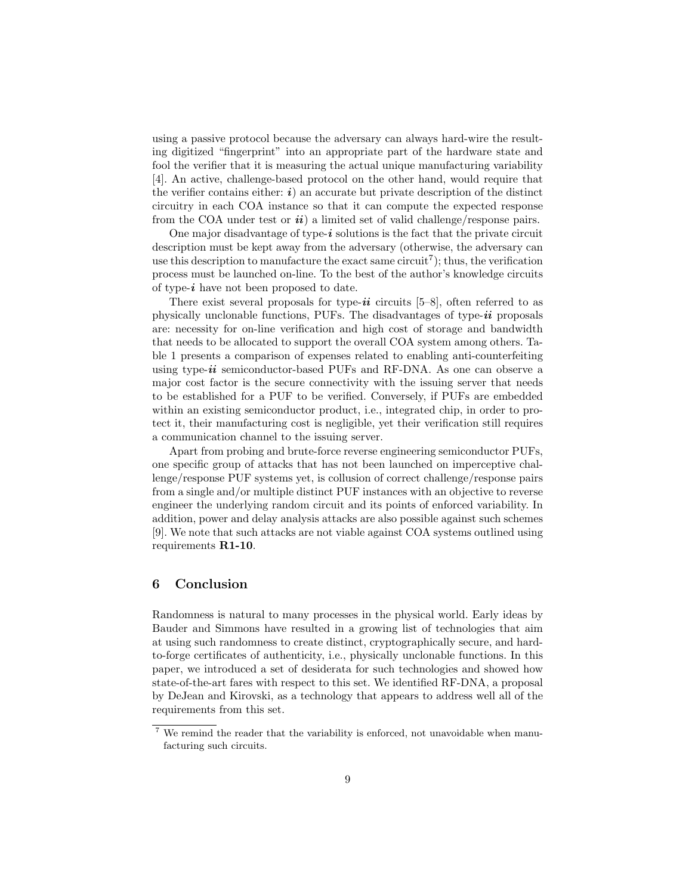using a passive protocol because the adversary can always hard-wire the resulting digitized "fingerprint" into an appropriate part of the hardware state and fool the verifier that it is measuring the actual unique manufacturing variability [4]. An active, challenge-based protocol on the other hand, would require that the verifier contains either: ***i***) an accurate but private description of the distinct circuitry in each COA instance so that it can compute the expected response from the COA under test or ***ii***) a limited set of valid challenge/response pairs.

One major disadvantage of type-***i*** solutions is the fact that the private circuit description must be kept away from the adversary (otherwise, the adversary can use this description to manufacture the exact same circuit[7]); thus, the verification process must be launched on-line. To the best of the author's knowledge circuits of type-***i*** have not been proposed to date.

There exist several proposals for type-***ii*** circuits [5–8], often referred to as physically unclonable functions, PUFs. The disadvantages of type-***ii*** proposals are: necessity for on-line verification and high cost of storage and bandwidth that needs to be allocated to support the overall COA system among others. Table 1 presents a comparison of expenses related to enabling anti-counterfeiting using type-***ii*** semiconductor-based PUFs and RF-DNA. As one can observe a major cost factor is the secure connectivity with the issuing server that needs to be established for a PUF to be verified. Conversely, if PUFs are embedded within an existing semiconductor product, i.e., integrated chip, in order to protect it, their manufacturing cost is negligible, yet their verification still requires a communication channel to the issuing server.

Apart from probing and brute-force reverse engineering semiconductor PUFs, one specific group of attacks that has not been launched on imperceptive challenge/response PUF systems yet, is collusion of correct challenge/response pairs from a single and/or multiple distinct PUF instances with an objective to reverse engineer the underlying random circuit and its points of enforced variability. In addition, power and delay analysis attacks are also possible against such schemes [9]. We note that such attacks are not viable against COA systems outlined using requirements **R1-10**.

## 6 Conclusion

Randomness is natural to many processes in the physical world. Early ideas by Bauder and Simmons have resulted in a growing list of technologies that aim at using such randomness to create distinct, cryptographically secure, and hard-to-forge certificates of authenticity, i.e., physically unclonable functions. In this paper, we introduced a set of desiderata for such technologies and showed how state-of-the-art fares with respect to this set. We identified RF-DNA, a proposal by DeJean and Kirovski, as a technology that appears to address well all of the requirements from this set.

[7] We remind the reader that the variability is enforced, not unavoidable when manufacturing such circuits.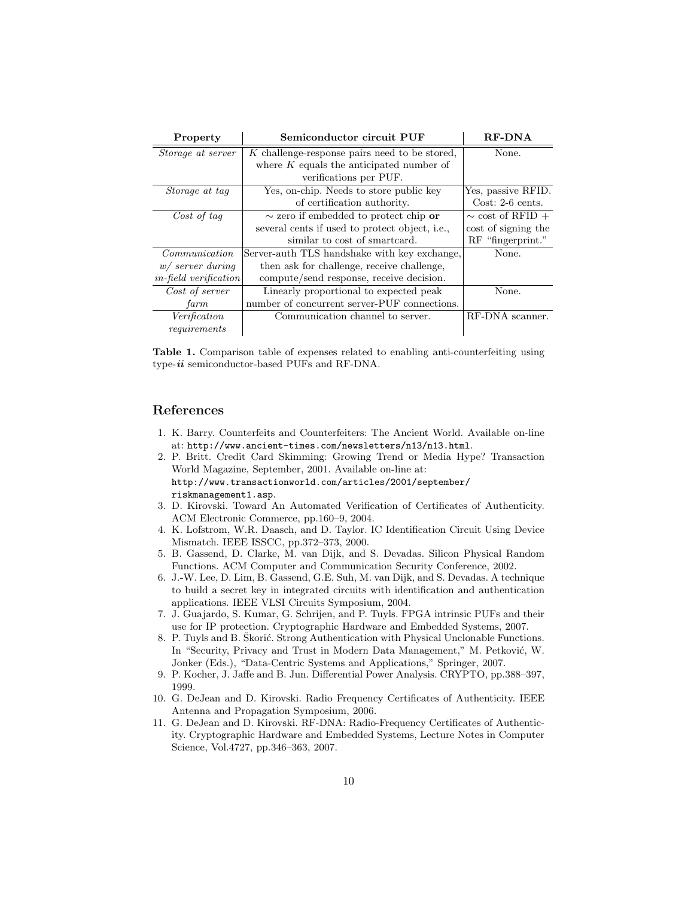| Property | Semiconductor circuit PUF | RF-DNA |
|---|---|---|
| *Storage at server* | $K$ challenge-response pairs need to be stored, where $K$ equals the anticipated number of verifications per PUF. | None. |
| *Storage at tag* | Yes, on-chip. Needs to store public key of certification authority. | Yes, passive RFID. Cost: 2-6 cents. |
| *Cost of tag* | ~ zero if embedded to protect chip **or** several cents if used to protect object, i.e., similar to cost of smartcard. | ~ cost of RFID + cost of signing the RF "fingerprint." |
| *Communication w/ server during in-field verification* | Server-auth TLS handshake with key exchange, then ask for challenge, receive challenge, compute/send response, receive decision. | None. |
| *Cost of server farm* | Linearly proportional to expected peak number of concurrent server-PUF connections. | None. |
| *Verification requirements* | Communication channel to server. | RF-DNA scanner. |

**Table 1.** Comparison table of expenses related to enabling anti-counterfeiting using type-***ii*** semiconductor-based PUFs and RF-DNA.

## References

1. K. Barry. Counterfeits and Counterfeiters: The Ancient World. Available on-line at: `http://www.ancient-times.com/newsletters/n13/n13.html`.
2. P. Britt. Credit Card Skimming: Growing Trend or Media Hype? Transaction World Magazine, September, 2001. Available on-line at: `http://www.transactionworld.com/articles/2001/september/riskmanagement1.asp`.
3. D. Kirovski. Toward An Automated Verification of Certificates of Authenticity. ACM Electronic Commerce, pp.160–9, 2004.
4. K. Lofstrom, W.R. Daasch, and D. Taylor. IC Identification Circuit Using Device Mismatch. IEEE ISSCC, pp.372–373, 2000.
5. B. Gassend, D. Clarke, M. van Dijk, and S. Devadas. Silicon Physical Random Functions. ACM Computer and Communication Security Conference, 2002.
6. J.-W. Lee, D. Lim, B. Gassend, G.E. Suh, M. van Dijk, and S. Devadas. A technique to build a secret key in integrated circuits with identification and authentication applications. IEEE VLSI Circuits Symposium, 2004.
7. J. Guajardo, S. Kumar, G. Schrijen, and P. Tuyls. FPGA intrinsic PUFs and their use for IP protection. Cryptographic Hardware and Embedded Systems, 2007.
8. P. Tuyls and B. Škorić. Strong Authentication with Physical Unclonable Functions. In "Security, Privacy and Trust in Modern Data Management," M. Petković, W. Jonker (Eds.), "Data-Centric Systems and Applications," Springer, 2007.
9. P. Kocher, J. Jaffe and B. Jun. Differential Power Analysis. CRYPTO, pp.388–397, 1999.
10. G. DeJean and D. Kirovski. Radio Frequency Certificates of Authenticity. IEEE Antenna and Propagation Symposium, 2006.
11. G. DeJean and D. Kirovski. RF-DNA: Radio-Frequency Certificates of Authenticity. Cryptographic Hardware and Embedded Systems, Lecture Notes in Computer Science, Vol.4727, pp.346–363, 2007.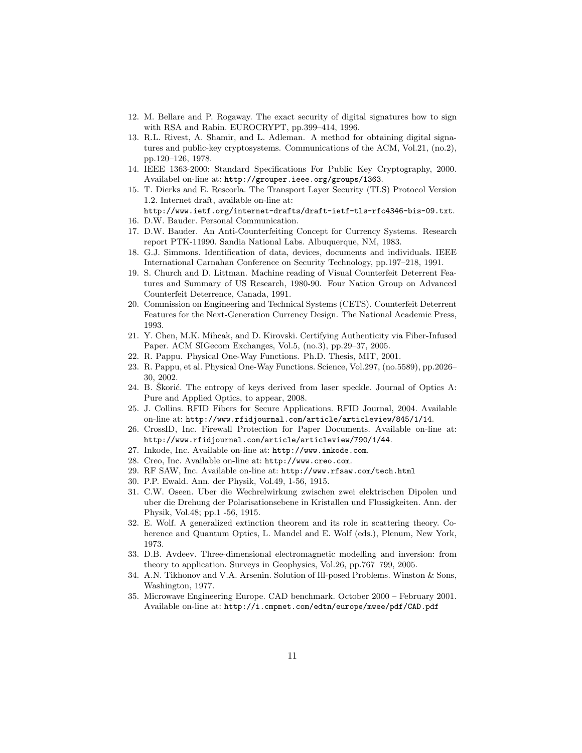12. M. Bellare and P. Rogaway. The exact security of digital signatures how to sign with RSA and Rabin. EUROCRYPT, pp.399–414, 1996.
13. R.L. Rivest, A. Shamir, and L. Adleman. A method for obtaining digital signatures and public-key cryptosystems. Communications of the ACM, Vol.21, (no.2), pp.120–126, 1978.
14. IEEE 1363-2000: Standard Specifications For Public Key Cryptography, 2000. Availabel on-line at: `http://grouper.ieee.org/groups/1363`.
15. T. Dierks and E. Rescorla. The Transport Layer Security (TLS) Protocol Version 1.2. Internet draft, available on-line at: `http://www.ietf.org/internet-drafts/draft-ietf-tls-rfc4346-bis-09.txt`.
16. D.W. Bauder. Personal Communication.
17. D.W. Bauder. An Anti-Counterfeiting Concept for Currency Systems. Research report PTK-11990. Sandia National Labs. Albuquerque, NM, 1983.
18. G.J. Simmons. Identification of data, devices, documents and individuals. IEEE International Carnahan Conference on Security Technology, pp.197–218, 1991.
19. S. Church and D. Littman. Machine reading of Visual Counterfeit Deterrent Features and Summary of US Research, 1980-90. Four Nation Group on Advanced Counterfeit Deterrence, Canada, 1991.
20. Commission on Engineering and Technical Systems (CETS). Counterfeit Deterrent Features for the Next-Generation Currency Design. The National Academic Press, 1993.
21. Y. Chen, M.K. Mihcak, and D. Kirovski. Certifying Authenticity via Fiber-Infused Paper. ACM SIGecom Exchanges, Vol.5, (no.3), pp.29–37, 2005.
22. R. Pappu. Physical One-Way Functions. Ph.D. Thesis, MIT, 2001.
23. R. Pappu, et al. Physical One-Way Functions. Science, Vol.297, (no.5589), pp.2026–30, 2002.
24. B. Škorić. The entropy of keys derived from laser speckle. Journal of Optics A: Pure and Applied Optics, to appear, 2008.
25. J. Collins. RFID Fibers for Secure Applications. RFID Journal, 2004. Available on-line at: `http://www.rfidjournal.com/article/articleview/845/1/14`.
26. CrossID, Inc. Firewall Protection for Paper Documents. Available on-line at: `http://www.rfidjournal.com/article/articleview/790/1/44`.
27. Inkode, Inc. Available on-line at: `http://www.inkode.com`.
28. Creo, Inc. Available on-line at: `http://www.creo.com`.
29. RF SAW, Inc. Available on-line at: `http://www.rfsaw.com/tech.html`
30. P.P. Ewald. Ann. der Physik, Vol.49, 1-56, 1915.
31. C.W. Oseen. Uber die Wechrelwirkung zwischen zwei elektrischen Dipolen und uber die Drehung der Polarisationsebene in Kristallen und Flussigkeiten. Ann. der Physik, Vol.48; pp.1 -56, 1915.
32. E. Wolf. A generalized extinction theorem and its role in scattering theory. Coherence and Quantum Optics, L. Mandel and E. Wolf (eds.), Plenum, New York, 1973.
33. D.B. Avdeev. Three-dimensional electromagnetic modelling and inversion: from theory to application. Surveys in Geophysics, Vol.26, pp.767–799, 2005.
34. A.N. Tikhonov and V.A. Arsenin. Solution of Ill-posed Problems. Winston & Sons, Washington, 1977.
35. Microwave Engineering Europe. CAD benchmark. October 2000 – February 2001. Available on-line at: `http://i.cmpnet.com/edtn/europe/mwee/pdf/CAD.pdf`